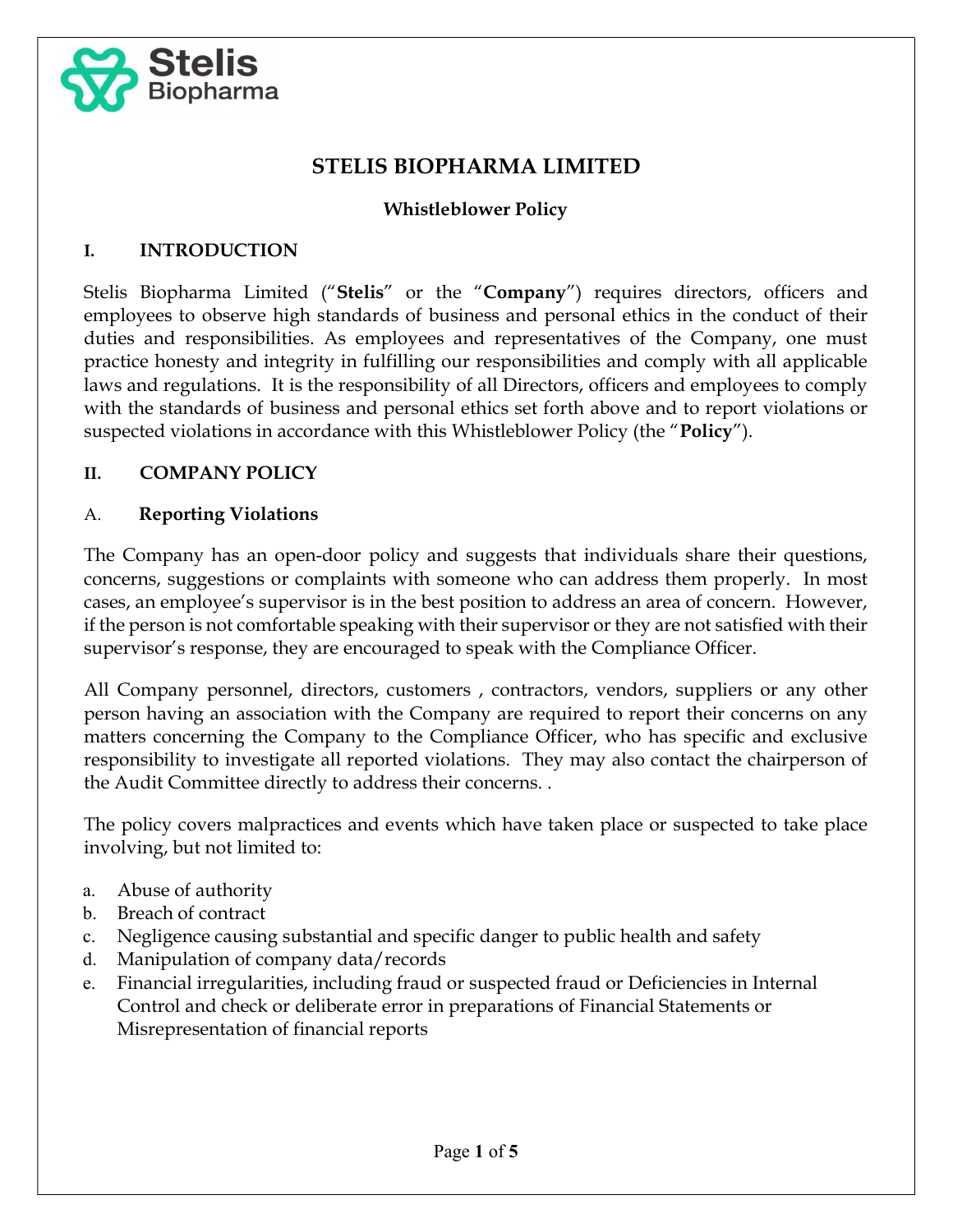# STELIS BIOPHARMA LIMITED

### Whistleblower Policy

## I. INTRODUCTION

Stelis Biopharma Limited ("**Stelis**" or the "**Company**") requires directors, officers and employees to observe high standards of business and personal ethics in the conduct of their duties and responsibilities. As employees and representatives of the Company, one must practice honesty and integrity in fulfilling our responsibilities and comply with all applicable laws and regulations. It is the responsibility of all Directors, officers and employees to comply with the standards of business and personal ethics set forth above and to report violations or suspected violations in accordance with this Whistleblower Policy (the "**Policy**").

## II. COMPANY POLICY

### A. Reporting Violations

The Company has an open-door policy and suggests that individuals share their questions, concerns, suggestions or complaints with someone who can address them properly. In most cases, an employee's supervisor is in the best position to address an area of concern. However, if the person is not comfortable speaking with their supervisor or they are not satisfied with their supervisor's response, they are encouraged to speak with the Compliance Officer.

All Company personnel, directors, customers , contractors, vendors, suppliers or any other person having an association with the Company are required to report their concerns on any matters concerning the Company to the Compliance Officer, who has specific and exclusive responsibility to investigate all reported violations. They may also contact the chairperson of the Audit Committee directly to address their concerns. .

The policy covers malpractices and events which have taken place or suspected to take place involving, but not limited to:

a. Abuse of authority
b. Breach of contract
c. Negligence causing substantial and specific danger to public health and safety
d. Manipulation of company data/records
e. Financial irregularities, including fraud or suspected fraud or Deficiencies in Internal Control and check or deliberate error in preparations of Financial Statements or Misrepresentation of financial reports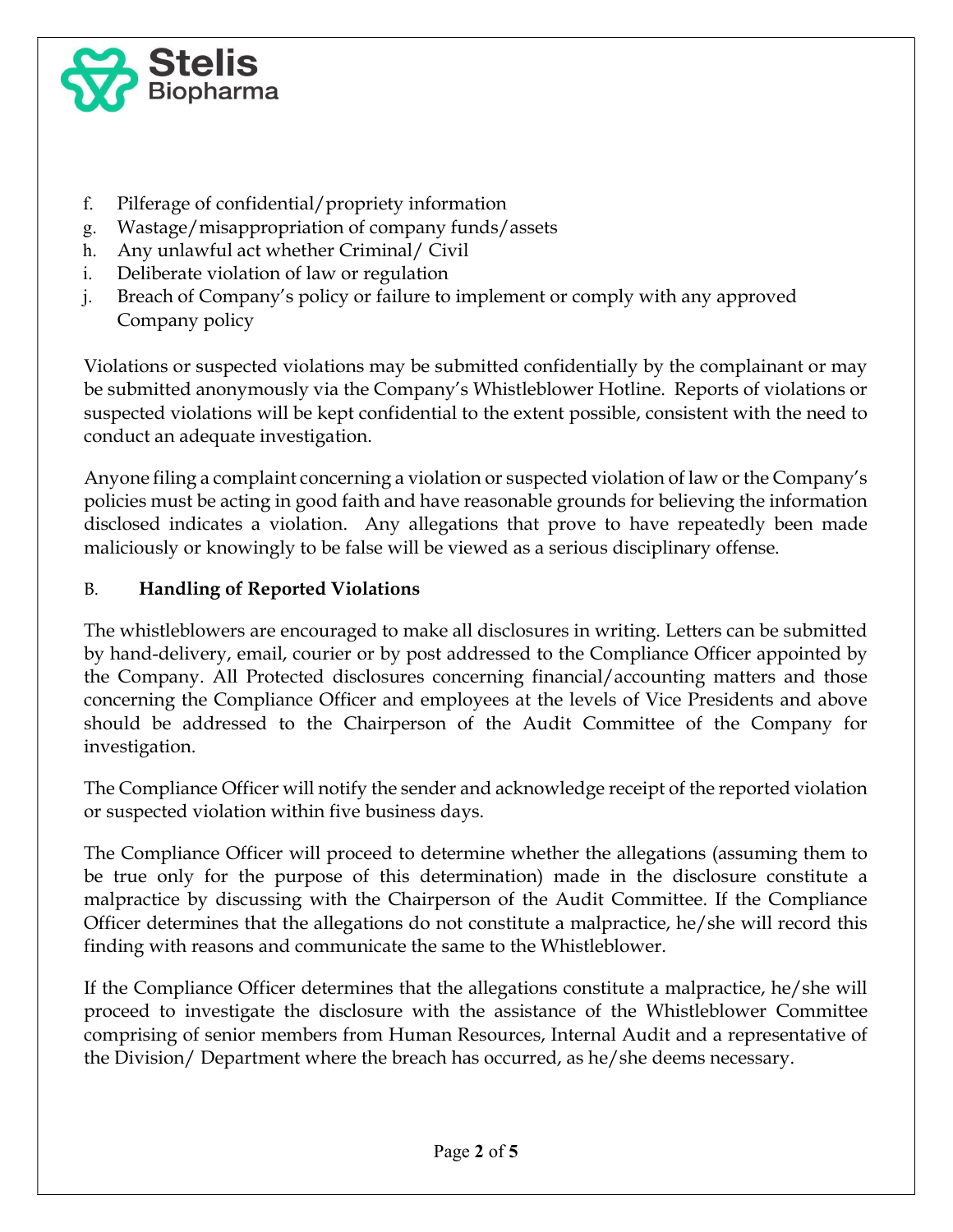f. Pilferage of confidential/propriety information
g. Wastage/misappropriation of company funds/assets
h. Any unlawful act whether Criminal/ Civil
i. Deliberate violation of law or regulation
j. Breach of Company's policy or failure to implement or comply with any approved Company policy

Violations or suspected violations may be submitted confidentially by the complainant or may be submitted anonymously via the Company's Whistleblower Hotline. Reports of violations or suspected violations will be kept confidential to the extent possible, consistent with the need to conduct an adequate investigation.

Anyone filing a complaint concerning a violation or suspected violation of law or the Company's policies must be acting in good faith and have reasonable grounds for believing the information disclosed indicates a violation. Any allegations that prove to have repeatedly been made maliciously or knowingly to be false will be viewed as a serious disciplinary offense.

### B. Handling of Reported Violations

The whistleblowers are encouraged to make all disclosures in writing. Letters can be submitted by hand-delivery, email, courier or by post addressed to the Compliance Officer appointed by the Company. All Protected disclosures concerning financial/accounting matters and those concerning the Compliance Officer and employees at the levels of Vice Presidents and above should be addressed to the Chairperson of the Audit Committee of the Company for investigation.

The Compliance Officer will notify the sender and acknowledge receipt of the reported violation or suspected violation within five business days.

The Compliance Officer will proceed to determine whether the allegations (assuming them to be true only for the purpose of this determination) made in the disclosure constitute a malpractice by discussing with the Chairperson of the Audit Committee. If the Compliance Officer determines that the allegations do not constitute a malpractice, he/she will record this finding with reasons and communicate the same to the Whistleblower.

If the Compliance Officer determines that the allegations constitute a malpractice, he/she will proceed to investigate the disclosure with the assistance of the Whistleblower Committee comprising of senior members from Human Resources, Internal Audit and a representative of the Division/ Department where the breach has occurred, as he/she deems necessary.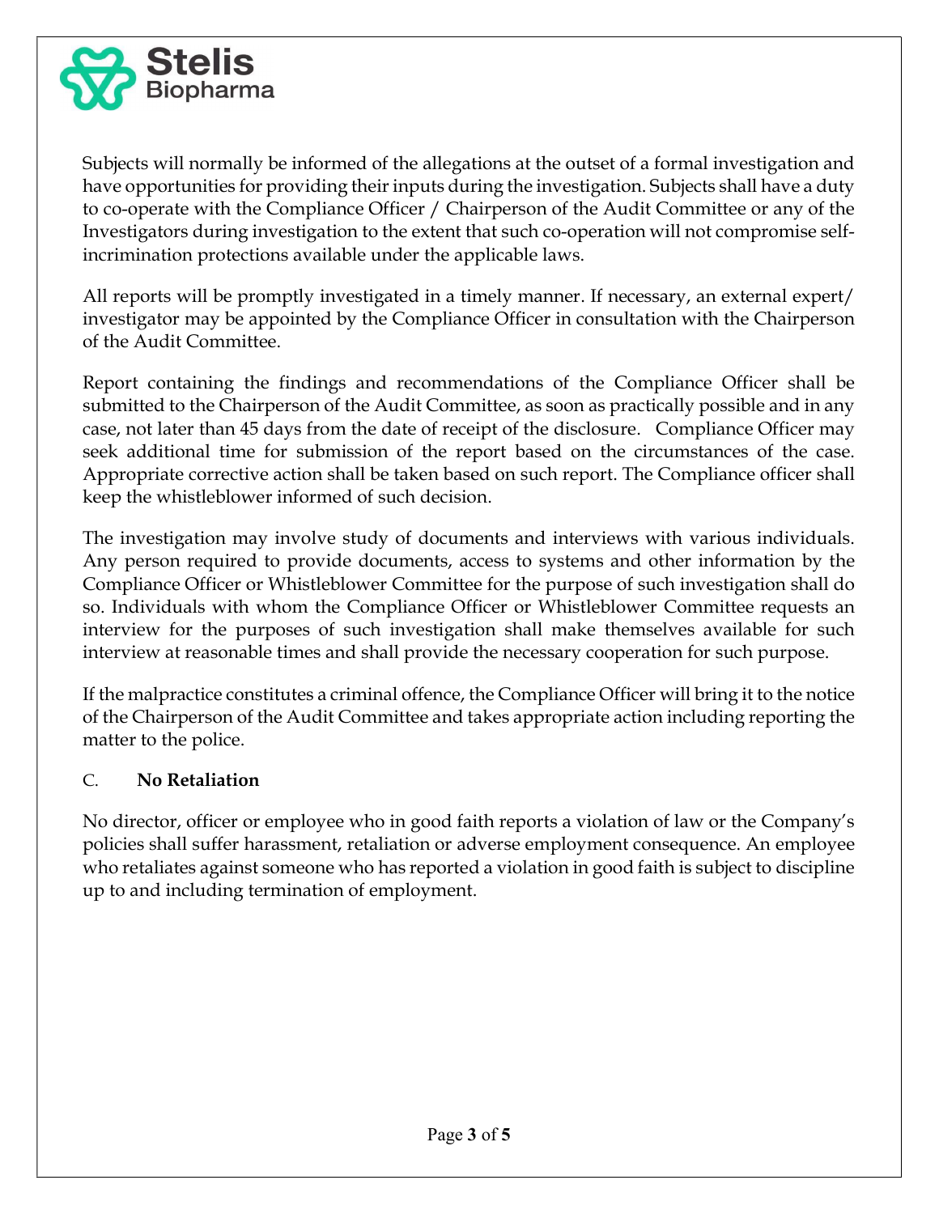Subjects will normally be informed of the allegations at the outset of a formal investigation and have opportunities for providing their inputs during the investigation. Subjects shall have a duty to co-operate with the Compliance Officer / Chairperson of the Audit Committee or any of the Investigators during investigation to the extent that such co-operation will not compromise self-incrimination protections available under the applicable laws.

All reports will be promptly investigated in a timely manner. If necessary, an external expert/ investigator may be appointed by the Compliance Officer in consultation with the Chairperson of the Audit Committee.

Report containing the findings and recommendations of the Compliance Officer shall be submitted to the Chairperson of the Audit Committee, as soon as practically possible and in any case, not later than 45 days from the date of receipt of the disclosure. Compliance Officer may seek additional time for submission of the report based on the circumstances of the case. Appropriate corrective action shall be taken based on such report. The Compliance officer shall keep the whistleblower informed of such decision.

The investigation may involve study of documents and interviews with various individuals. Any person required to provide documents, access to systems and other information by the Compliance Officer or Whistleblower Committee for the purpose of such investigation shall do so. Individuals with whom the Compliance Officer or Whistleblower Committee requests an interview for the purposes of such investigation shall make themselves available for such interview at reasonable times and shall provide the necessary cooperation for such purpose.

If the malpractice constitutes a criminal offence, the Compliance Officer will bring it to the notice of the Chairperson of the Audit Committee and takes appropriate action including reporting the matter to the police.

C. **No Retaliation**

No director, officer or employee who in good faith reports a violation of law or the Company's policies shall suffer harassment, retaliation or adverse employment consequence. An employee who retaliates against someone who has reported a violation in good faith is subject to discipline up to and including termination of employment.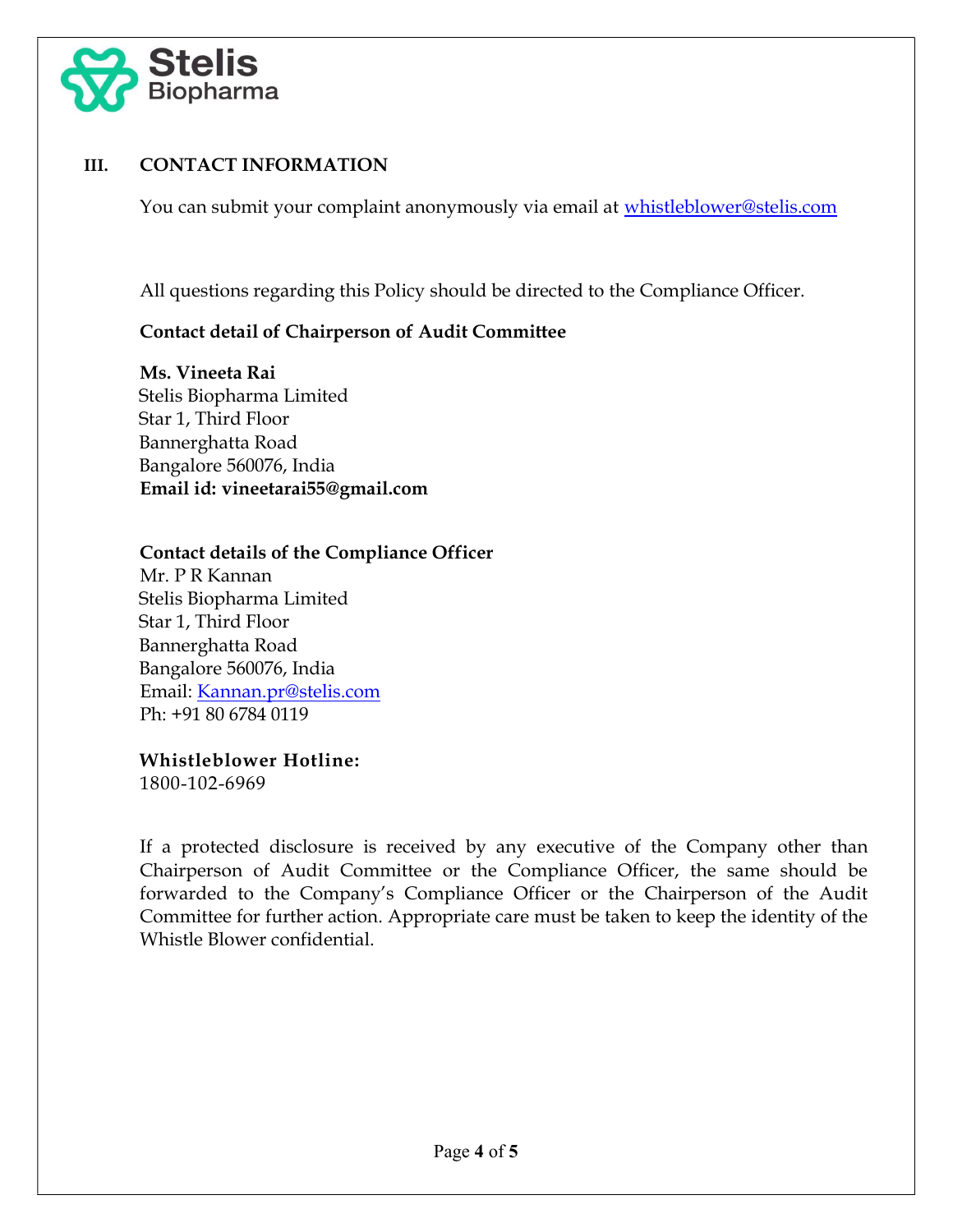## III. CONTACT INFORMATION

You can submit your complaint anonymously via email at whistleblower@stelis.com

All questions regarding this Policy should be directed to the Compliance Officer.

**Contact detail of Chairperson of Audit Committee**

**Ms. Vineeta Rai**
Stelis Biopharma Limited
Star 1, Third Floor
Bannerghatta Road
Bangalore 560076, India
**Email id: vineetarai55@gmail.com**

**Contact details of the Compliance Officer**
Mr. P R Kannan
Stelis Biopharma Limited
Star 1, Third Floor
Bannerghatta Road
Bangalore 560076, India
Email: Kannan.pr@stelis.com
Ph: +91 80 6784 0119

**Whistleblower Hotline:**
1800-102-6969

If a protected disclosure is received by any executive of the Company other than Chairperson of Audit Committee or the Compliance Officer, the same should be forwarded to the Company's Compliance Officer or the Chairperson of the Audit Committee for further action. Appropriate care must be taken to keep the identity of the Whistle Blower confidential.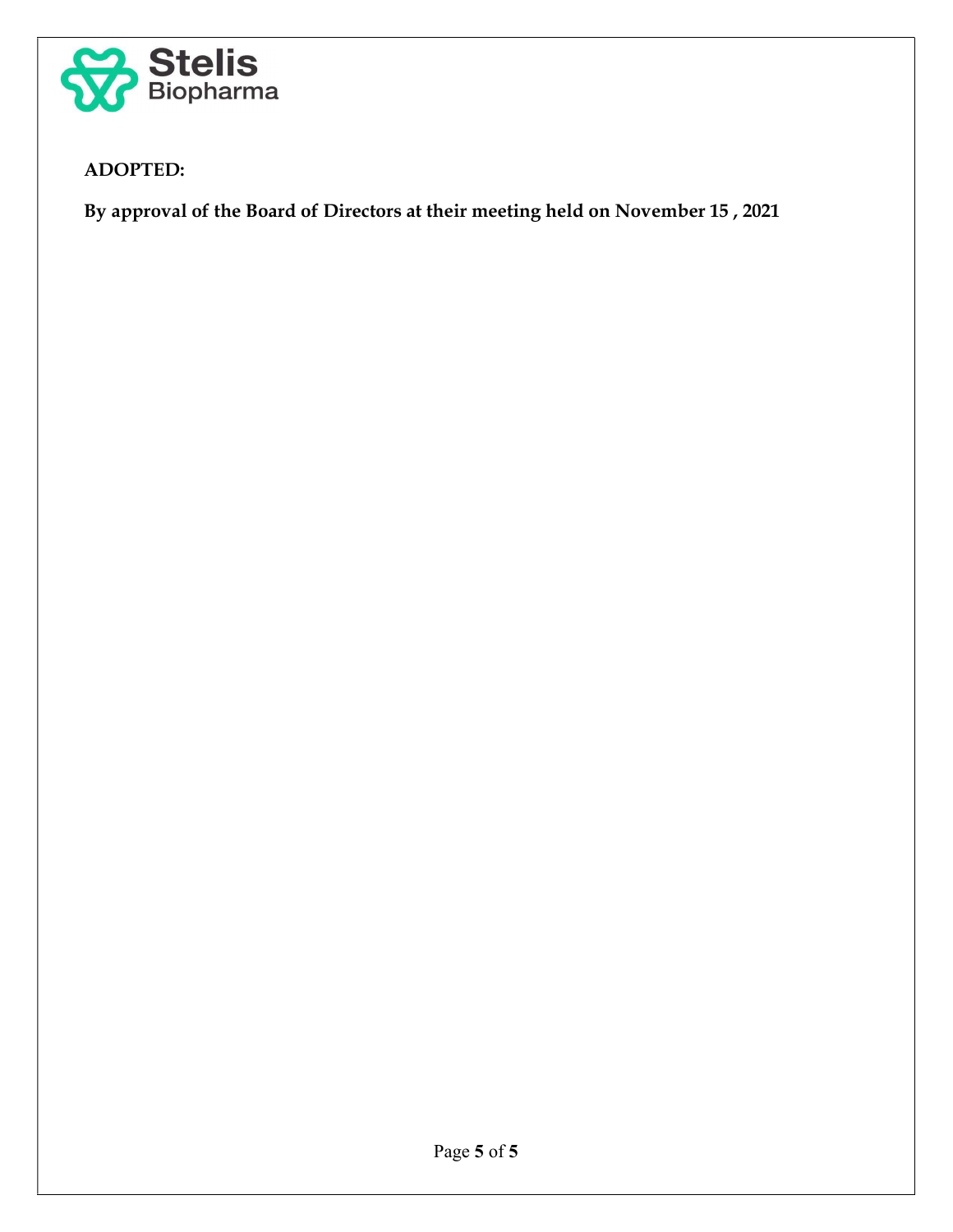**ADOPTED:**

**By approval of the Board of Directors at their meeting held on November 15 , 2021**